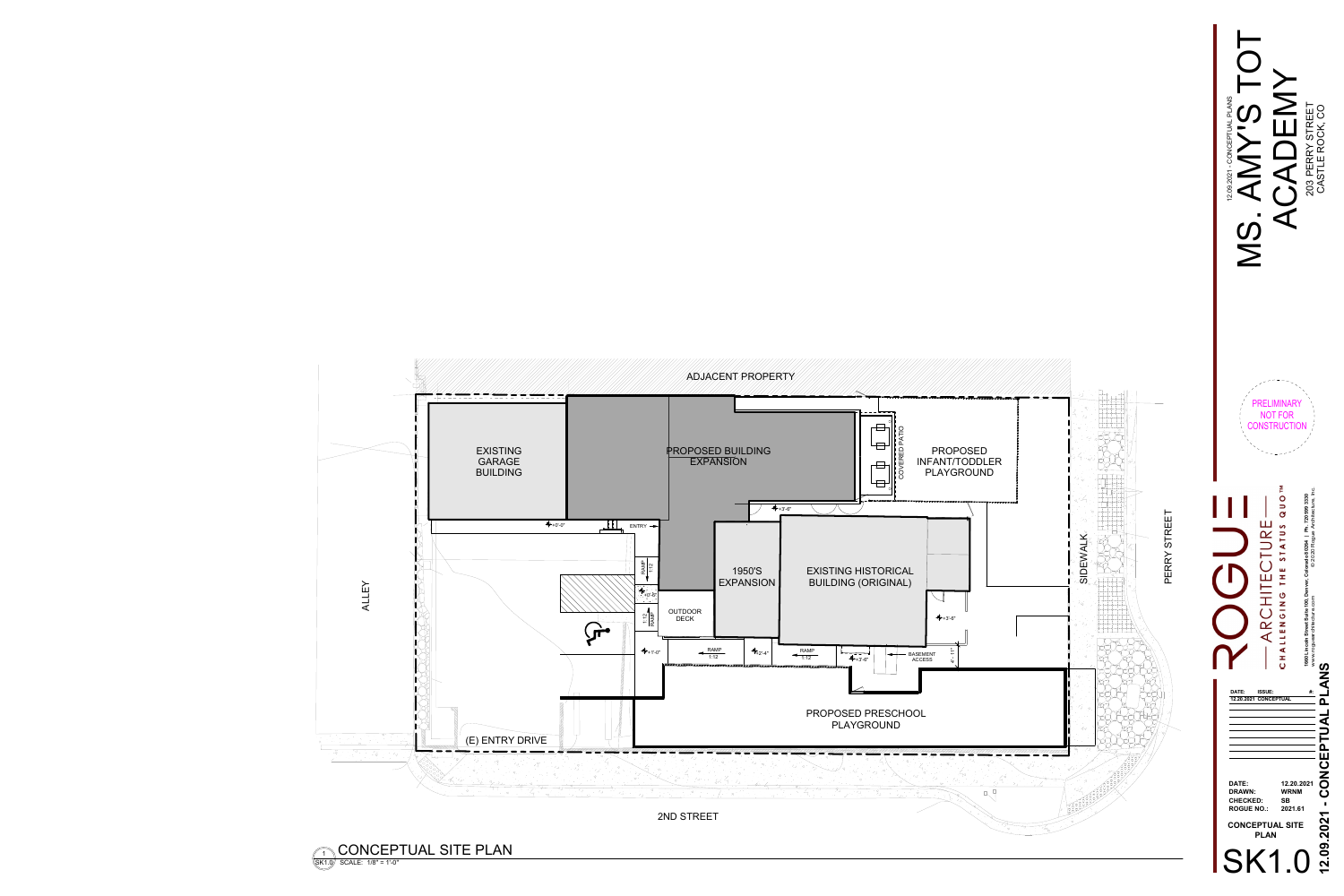ADJACENT PROPERTY

EXISTING GARAGE BUILDING

PROPOSED BUILDING EXPANSION

COVERED PATIO

PROPOSED INFANT/TODDLER PLAYGROUND

ENTRY

+0'-0"

+3'-6"

RAMP 1:12

+0'-8"

1:12 RAMP

OUTDOOR DECK

1950'S EXPANSION

EXISTING HISTORICAL BUILDING (ORIGINAL)

+3'-6"

+1'-0"

RAMP 1:12

+2'-4"

RAMP 1:12

+3'-6"

BASEMENT ACCESS

4' - 11"

ALLEY

SIDEWALK

PERRY STREET

PROPOSED PRESCHOOL PLAYGROUND

(E) ENTRY DRIVE

2ND STREET

1 SK1.0 CONCEPTUAL SITE PLAN

SCALE: 1/8" = 1'-0"

12.09.2021 - CONCEPTUAL PLANS

# MS. AMY'S TOT ACADEMY

203 PERRY STREET
CASTLE ROCK, CO

PRELIMINARY NOT FOR CONSTRUCTION

ROGUE — ARCHITECTURE —

CHALLENGING THE STATUS QUO™

1660 Lincoln Street Suite 150, Denver, Colorado 80264 | Ph. 720.999.3330
www.roguearchitecture.com ©2020 Rogue Architecture, Inc.

| DATE: | ISSUE: | #: |
|---|---|---|
| 12.20.2021 | CONCEPTUAL | |

| | |
|---|---|
| DATE: | 12.20.2021 |
| DRAWN: | WRNM |
| CHECKED: | SB |
| ROGUE NO.: | 2021.61 |

CONCEPTUAL SITE PLAN

SK1.0

12.09.2021 - CONCEPTUAL PLANS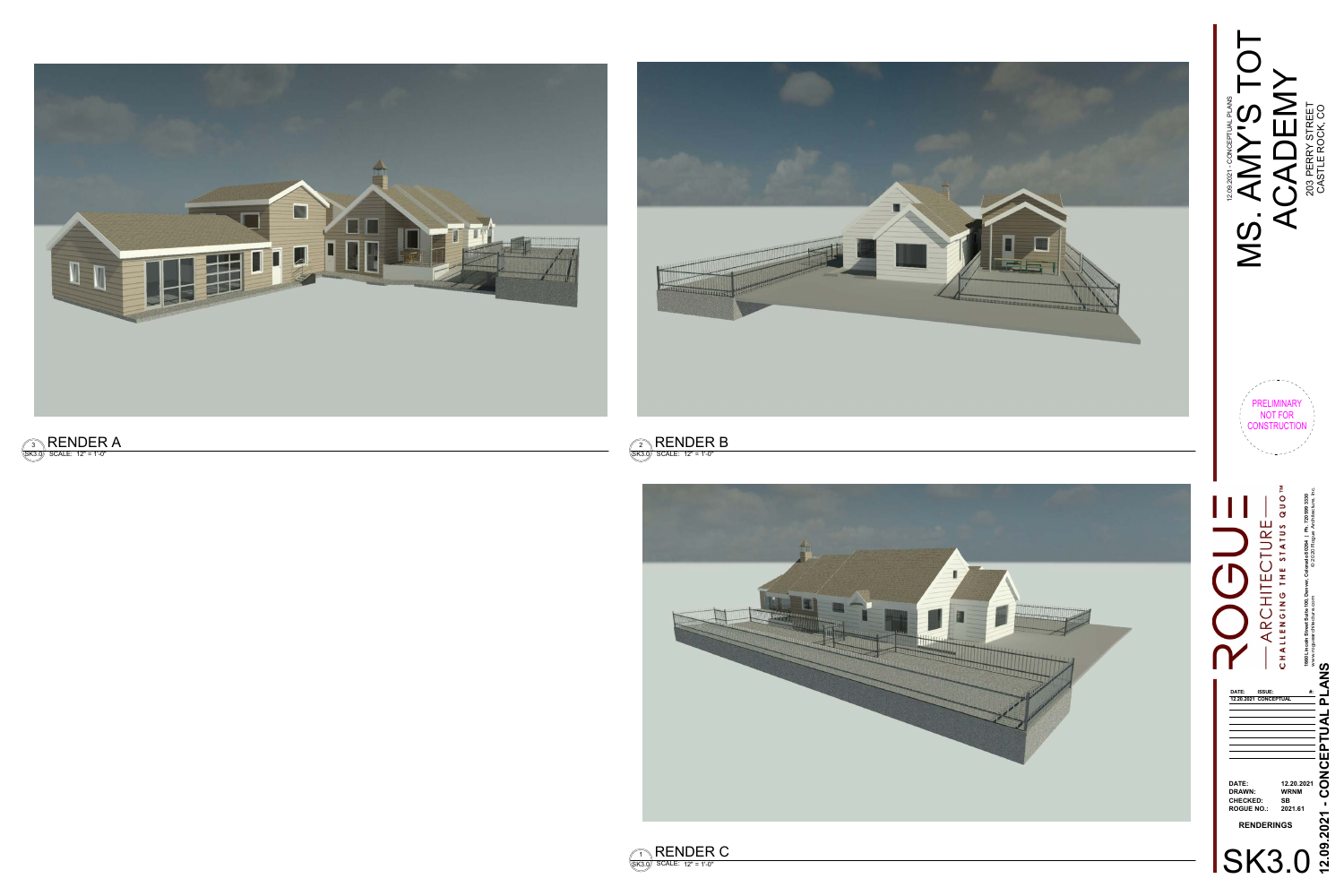RENDER A
3 SK3.0 SCALE: 12" = 1'-0"

RENDER B
2 SK3.0 SCALE: 12" = 1'-0"

RENDER C
1 SK3.0 SCALE: 12" = 1'-0"

12.09.2021 - CONCEPTUAL PLANS

# MS. AMY'S TOT ACADEMY

203 PERRY STREET
CASTLE ROCK, CO

PRELIMINARY
NOT FOR
CONSTRUCTION

ROGUE
— ARCHITECTURE —
CHALLENGING THE STATUS QUO™

| DATE: | ISSUE: | #: |
| --- | --- | --- |
| 12.20.2021 | CONCEPTUAL | |

| | |
| --- | --- |
| DATE: | 12.20.2021 |
| DRAWN: | WRNM |
| CHECKED: | SB |
| ROGUE NO.: | 2021.61 |

RENDERINGS

SK3.0

12.09.2021 - CONCEPTUAL PLANS